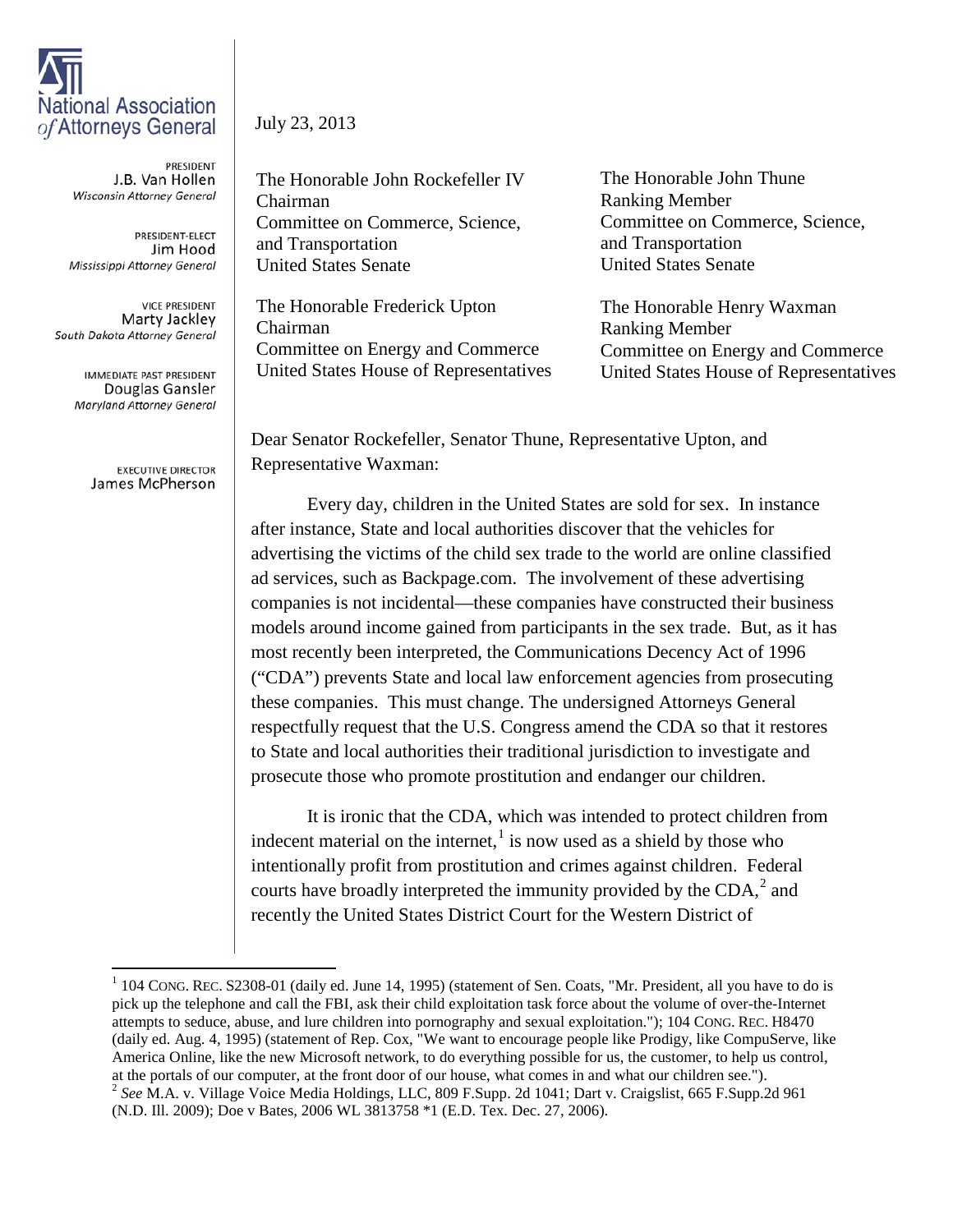National Association of Attorneys General

PRESIDENT
J.B. Van Hollen
*Wisconsin Attorney General*

PRESIDENT-ELECT
Jim Hood
*Mississippi Attorney General*

VICE PRESIDENT
Marty Jackley
*South Dakota Attorney General*

IMMEDIATE PAST PRESIDENT
Douglas Gansler
*Maryland Attorney General*

EXECUTIVE DIRECTOR
James McPherson

July 23, 2013

The Honorable John Rockefeller IV
Chairman
Committee on Commerce, Science, and Transportation
United States Senate

The Honorable John Thune
Ranking Member
Committee on Commerce, Science, and Transportation
United States Senate

The Honorable Frederick Upton
Chairman
Committee on Energy and Commerce
United States House of Representatives

The Honorable Henry Waxman
Ranking Member
Committee on Energy and Commerce
United States House of Representatives

Dear Senator Rockefeller, Senator Thune, Representative Upton, and Representative Waxman:

Every day, children in the United States are sold for sex. In instance after instance, State and local authorities discover that the vehicles for advertising the victims of the child sex trade to the world are online classified ad services, such as Backpage.com. The involvement of these advertising companies is not incidental—these companies have constructed their business models around income gained from participants in the sex trade. But, as it has most recently been interpreted, the Communications Decency Act of 1996 ("CDA") prevents State and local law enforcement agencies from prosecuting these companies. This must change. The undersigned Attorneys General respectfully request that the U.S. Congress amend the CDA so that it restores to State and local authorities their traditional jurisdiction to investigate and prosecute those who promote prostitution and endanger our children.

It is ironic that the CDA, which was intended to protect children from indecent material on the internet,[1] is now used as a shield by those who intentionally profit from prostitution and crimes against children. Federal courts have broadly interpreted the immunity provided by the CDA,[2] and recently the United States District Court for the Western District of

---

[1] 104 CONG. REC. S2308-01 (daily ed. June 14, 1995) (statement of Sen. Coats, "Mr. President, all you have to do is pick up the telephone and call the FBI, ask their child exploitation task force about the volume of over-the-Internet attempts to seduce, abuse, and lure children into pornography and sexual exploitation."); 104 CONG. REC. H8470 (daily ed. Aug. 4, 1995) (statement of Rep. Cox, "We want to encourage people like Prodigy, like CompuServe, like America Online, like the new Microsoft network, to do everything possible for us, the customer, to help us control, at the portals of our computer, at the front door of our house, what comes in and what our children see.").

[2] *See* M.A. v. Village Voice Media Holdings, LLC, 809 F.Supp. 2d 1041; Dart v. Craigslist, 665 F.Supp.2d 961 (N.D. Ill. 2009); Doe v Bates, 2006 WL 3813758 *1 (E.D. Tex. Dec. 27, 2006).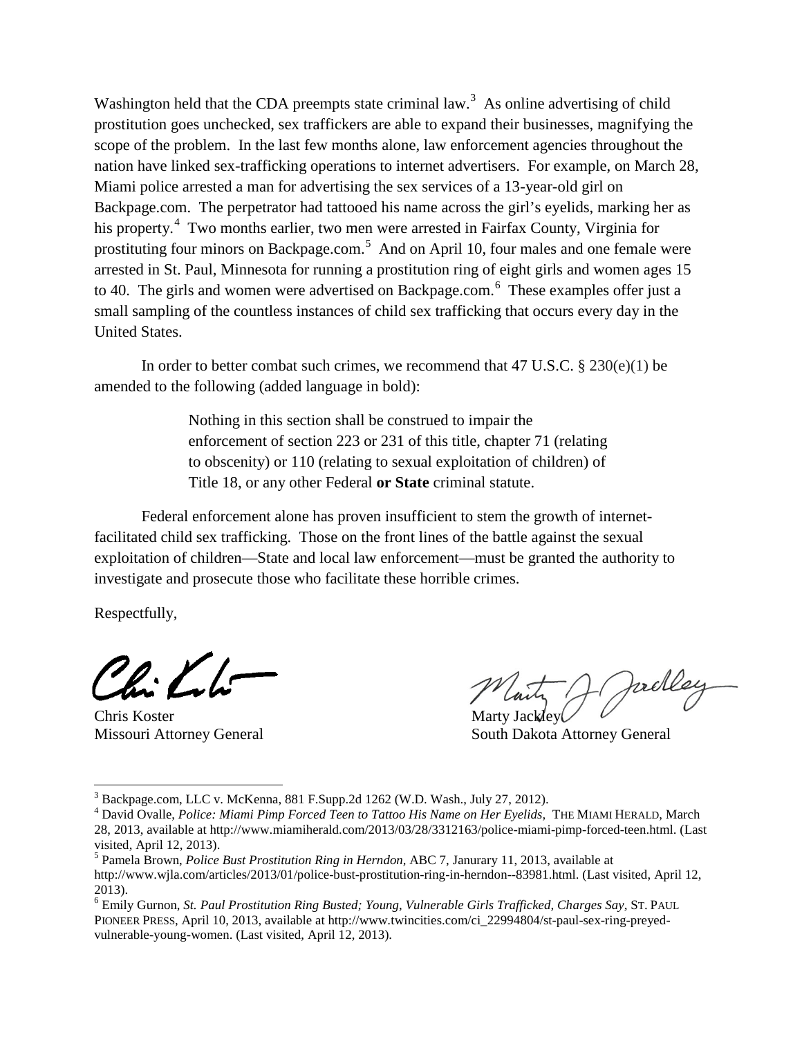Washington held that the CDA preempts state criminal law.[3] As online advertising of child prostitution goes unchecked, sex traffickers are able to expand their businesses, magnifying the scope of the problem. In the last few months alone, law enforcement agencies throughout the nation have linked sex-trafficking operations to internet advertisers. For example, on March 28, Miami police arrested a man for advertising the sex services of a 13-year-old girl on Backpage.com. The perpetrator had tattooed his name across the girl's eyelids, marking her as his property.[4] Two months earlier, two men were arrested in Fairfax County, Virginia for prostituting four minors on Backpage.com.[5] And on April 10, four males and one female were arrested in St. Paul, Minnesota for running a prostitution ring of eight girls and women ages 15 to 40. The girls and women were advertised on Backpage.com.[6] These examples offer just a small sampling of the countless instances of child sex trafficking that occurs every day in the United States.

In order to better combat such crimes, we recommend that 47 U.S.C. § 230(e)(1) be amended to the following (added language in bold):

> Nothing in this section shall be construed to impair the enforcement of section 223 or 231 of this title, chapter 71 (relating to obscenity) or 110 (relating to sexual exploitation of children) of Title 18, or any other Federal **or State** criminal statute.

Federal enforcement alone has proven insufficient to stem the growth of internet-facilitated child sex trafficking. Those on the front lines of the battle against the sexual exploitation of children—State and local law enforcement—must be granted the authority to investigate and prosecute those who facilitate these horrible crimes.

Respectfully,

Chris Koster
Missouri Attorney General

Marty Jackley
South Dakota Attorney General

---

[3] Backpage.com, LLC v. McKenna, 881 F.Supp.2d 1262 (W.D. Wash., July 27, 2012).

[4] David Ovalle, *Police: Miami Pimp Forced Teen to Tattoo His Name on Her Eyelids,* THE MIAMI HERALD, March 28, 2013, available at http://www.miamiherald.com/2013/03/28/3312163/police-miami-pimp-forced-teen.html. (Last visited, April 12, 2013).

[5] Pamela Brown, *Police Bust Prostitution Ring in Herndon*, ABC 7, Janurary 11, 2013, available at http://www.wjla.com/articles/2013/01/police-bust-prostitution-ring-in-herndon--83981.html. (Last visited, April 12, 2013).

[6] Emily Gurnon, *St. Paul Prostitution Ring Busted; Young, Vulnerable Girls Trafficked, Charges Say,* ST. PAUL PIONEER PRESS, April 10, 2013, available at http://www.twincities.com/ci_22994804/st-paul-sex-ring-preyed-vulnerable-young-women. (Last visited, April 12, 2013).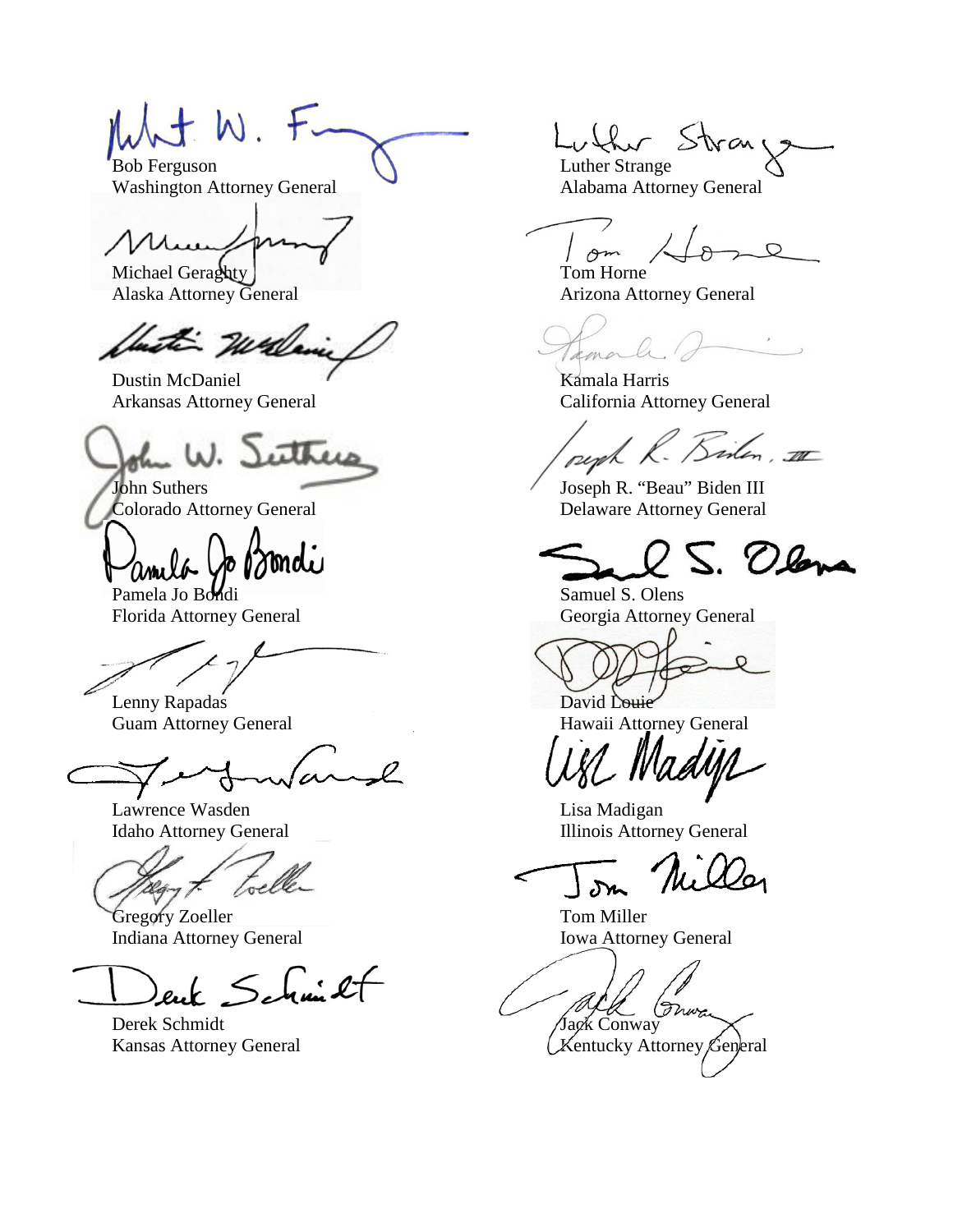Bob Ferguson
Washington Attorney General

Luther Strange
Alabama Attorney General

Michael Geraghty
Alaska Attorney General

Tom Horne
Arizona Attorney General

Dustin McDaniel
Arkansas Attorney General

Kamala Harris
California Attorney General

John Suthers
Colorado Attorney General

Joseph R. "Beau" Biden III
Delaware Attorney General

Pamela Jo Bondi
Florida Attorney General

Samuel S. Olens
Georgia Attorney General

Lenny Rapadas
Guam Attorney General

David Louie
Hawaii Attorney General

Lawrence Wasden
Idaho Attorney General

Lisa Madigan
Illinois Attorney General

Gregory Zoeller
Indiana Attorney General

Tom Miller
Iowa Attorney General

Derek Schmidt
Kansas Attorney General

Jack Conway
Kentucky Attorney General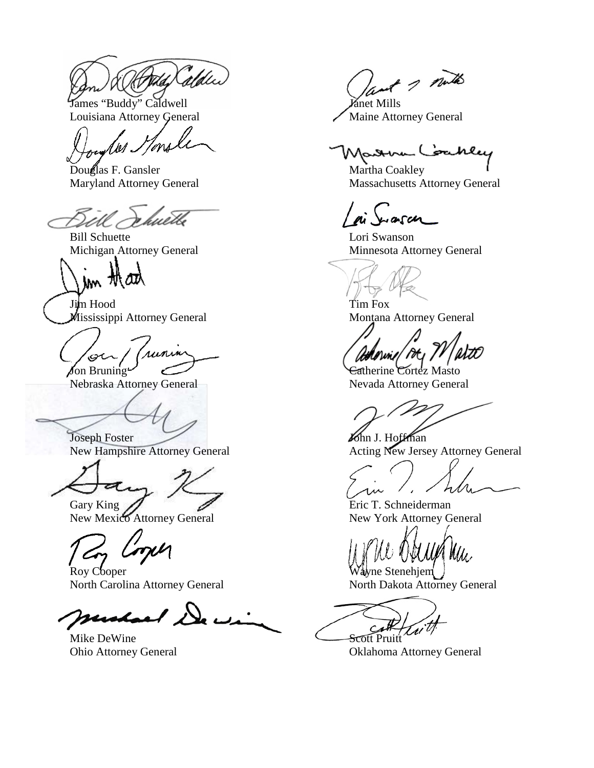James "Buddy" Caldwell
Louisiana Attorney General

Janet Mills
Maine Attorney General

Douglas F. Gansler
Maryland Attorney General

Martha Coakley
Massachusetts Attorney General

Bill Schuette
Michigan Attorney General

Lori Swanson
Minnesota Attorney General

Jim Hood
Mississippi Attorney General

Tim Fox
Montana Attorney General

Jon Bruning
Nebraska Attorney General

Catherine Cortez Masto
Nevada Attorney General

Joseph Foster
New Hampshire Attorney General

John J. Hoffman
Acting New Jersey Attorney General

Gary King
New Mexico Attorney General

Eric T. Schneiderman
New York Attorney General

Roy Cooper
North Carolina Attorney General

Wayne Stenehjem
North Dakota Attorney General

Mike DeWine
Ohio Attorney General

Scott Pruitt
Oklahoma Attorney General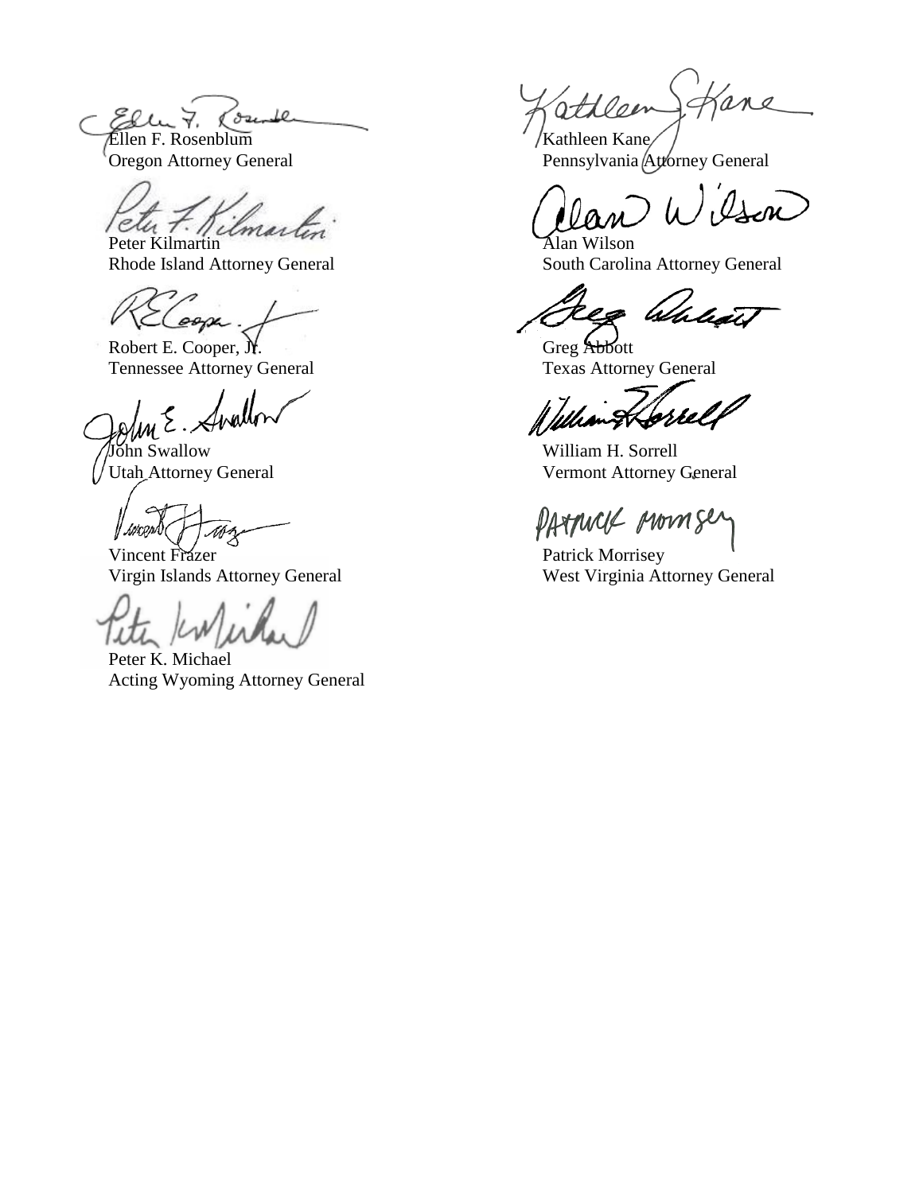Ellen F. Rosenblum
Oregon Attorney General

Kathleen Kane
Pennsylvania Attorney General

Peter Kilmartin
Rhode Island Attorney General

Alan Wilson
South Carolina Attorney General

Robert E. Cooper, Jr.
Tennessee Attorney General

Greg Abbott
Texas Attorney General

John Swallow
Utah Attorney General

William H. Sorrell
Vermont Attorney General

Vincent Frazer
Virgin Islands Attorney General

Patrick Morrisey
West Virginia Attorney General

Peter K. Michael
Acting Wyoming Attorney General